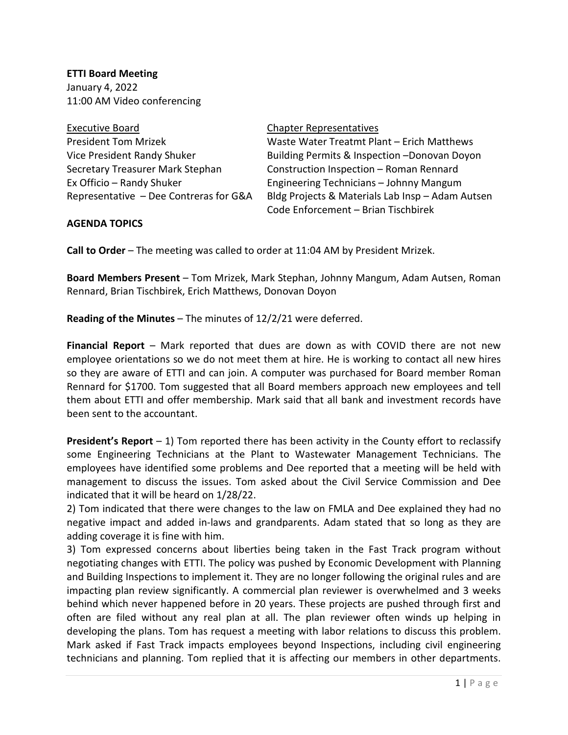**ETTI Board Meeting**
January 4, 2022
11:00 AM Video conferencing

| Executive Board | Chapter Representatives |
|---|---|
| President Tom Mrizek | Waste Water Treatmt Plant – Erich Matthews |
| Vice President Randy Shuker | Building Permits & Inspection –Donovan Doyon |
| Secretary Treasurer Mark Stephan | Construction Inspection – Roman Rennard |
| Ex Officio – Randy Shuker | Engineering Technicians – Johnny Mangum |
| Representative – Dee Contreras for G&A | Bldg Projects & Materials Lab Insp – Adam Autsen |
| | Code Enforcement – Brian Tischbirek |

**AGENDA TOPICS**

**Call to Order** – The meeting was called to order at 11:04 AM by President Mrizek.

**Board Members Present** – Tom Mrizek, Mark Stephan, Johnny Mangum, Adam Autsen, Roman Rennard, Brian Tischbirek, Erich Matthews, Donovan Doyon

**Reading of the Minutes** – The minutes of 12/2/21 were deferred.

**Financial Report** – Mark reported that dues are down as with COVID there are not new employee orientations so we do not meet them at hire. He is working to contact all new hires so they are aware of ETTI and can join. A computer was purchased for Board member Roman Rennard for $1700. Tom suggested that all Board members approach new employees and tell them about ETTI and offer membership. Mark said that all bank and investment records have been sent to the accountant.

**President's Report** – 1) Tom reported there has been activity in the County effort to reclassify some Engineering Technicians at the Plant to Wastewater Management Technicians. The employees have identified some problems and Dee reported that a meeting will be held with management to discuss the issues. Tom asked about the Civil Service Commission and Dee indicated that it will be heard on 1/28/22.

2) Tom indicated that there were changes to the law on FMLA and Dee explained they had no negative impact and added in-laws and grandparents. Adam stated that so long as they are adding coverage it is fine with him.

3) Tom expressed concerns about liberties being taken in the Fast Track program without negotiating changes with ETTI. The policy was pushed by Economic Development with Planning and Building Inspections to implement it. They are no longer following the original rules and are impacting plan review significantly. A commercial plan reviewer is overwhelmed and 3 weeks behind which never happened before in 20 years. These projects are pushed through first and often are filed without any real plan at all. The plan reviewer often winds up helping in developing the plans. Tom has request a meeting with labor relations to discuss this problem. Mark asked if Fast Track impacts employees beyond Inspections, including civil engineering technicians and planning. Tom replied that it is affecting our members in other departments.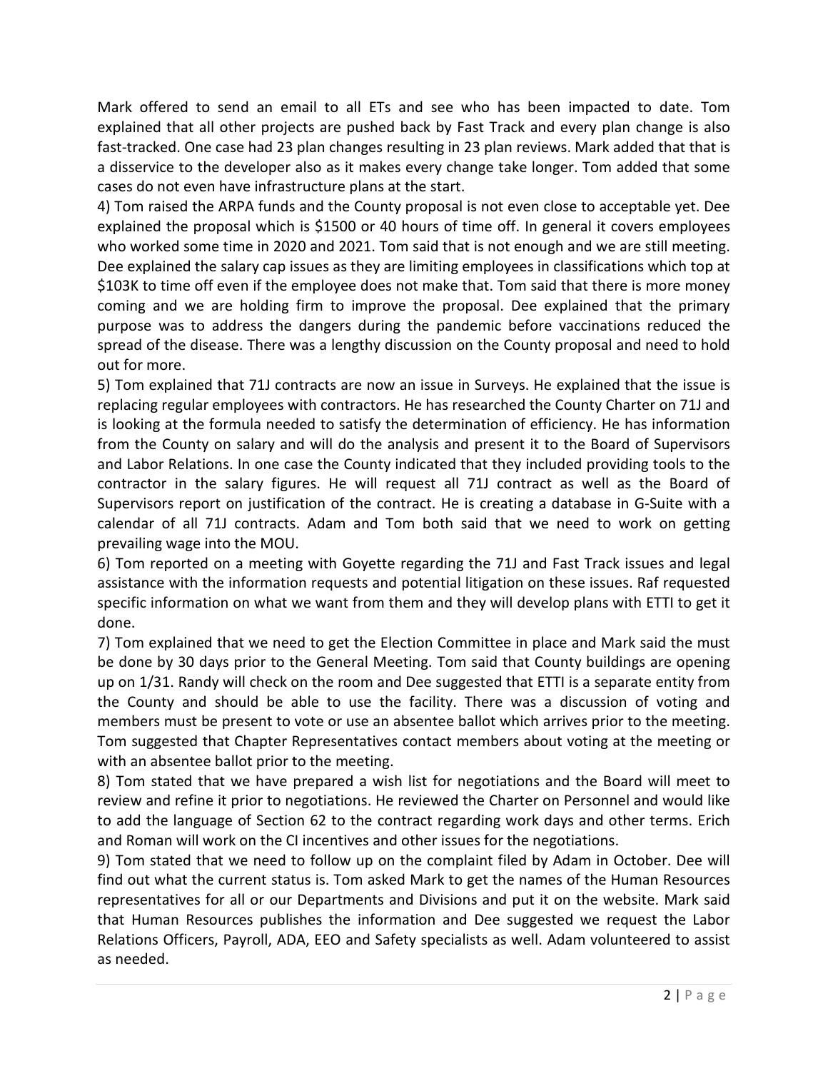Mark offered to send an email to all ETs and see who has been impacted to date. Tom explained that all other projects are pushed back by Fast Track and every plan change is also fast-tracked. One case had 23 plan changes resulting in 23 plan reviews. Mark added that that is a disservice to the developer also as it makes every change take longer. Tom added that some cases do not even have infrastructure plans at the start.

4) Tom raised the ARPA funds and the County proposal is not even close to acceptable yet. Dee explained the proposal which is $1500 or 40 hours of time off. In general it covers employees who worked some time in 2020 and 2021. Tom said that is not enough and we are still meeting. Dee explained the salary cap issues as they are limiting employees in classifications which top at $103K to time off even if the employee does not make that. Tom said that there is more money coming and we are holding firm to improve the proposal. Dee explained that the primary purpose was to address the dangers during the pandemic before vaccinations reduced the spread of the disease. There was a lengthy discussion on the County proposal and need to hold out for more.

5) Tom explained that 71J contracts are now an issue in Surveys. He explained that the issue is replacing regular employees with contractors. He has researched the County Charter on 71J and is looking at the formula needed to satisfy the determination of efficiency. He has information from the County on salary and will do the analysis and present it to the Board of Supervisors and Labor Relations. In one case the County indicated that they included providing tools to the contractor in the salary figures. He will request all 71J contract as well as the Board of Supervisors report on justification of the contract. He is creating a database in G-Suite with a calendar of all 71J contracts. Adam and Tom both said that we need to work on getting prevailing wage into the MOU.

6) Tom reported on a meeting with Goyette regarding the 71J and Fast Track issues and legal assistance with the information requests and potential litigation on these issues. Raf requested specific information on what we want from them and they will develop plans with ETTI to get it done.

7) Tom explained that we need to get the Election Committee in place and Mark said the must be done by 30 days prior to the General Meeting. Tom said that County buildings are opening up on 1/31. Randy will check on the room and Dee suggested that ETTI is a separate entity from the County and should be able to use the facility. There was a discussion of voting and members must be present to vote or use an absentee ballot which arrives prior to the meeting. Tom suggested that Chapter Representatives contact members about voting at the meeting or with an absentee ballot prior to the meeting.

8) Tom stated that we have prepared a wish list for negotiations and the Board will meet to review and refine it prior to negotiations. He reviewed the Charter on Personnel and would like to add the language of Section 62 to the contract regarding work days and other terms. Erich and Roman will work on the CI incentives and other issues for the negotiations.

9) Tom stated that we need to follow up on the complaint filed by Adam in October. Dee will find out what the current status is. Tom asked Mark to get the names of the Human Resources representatives for all or our Departments and Divisions and put it on the website. Mark said that Human Resources publishes the information and Dee suggested we request the Labor Relations Officers, Payroll, ADA, EEO and Safety specialists as well. Adam volunteered to assist as needed.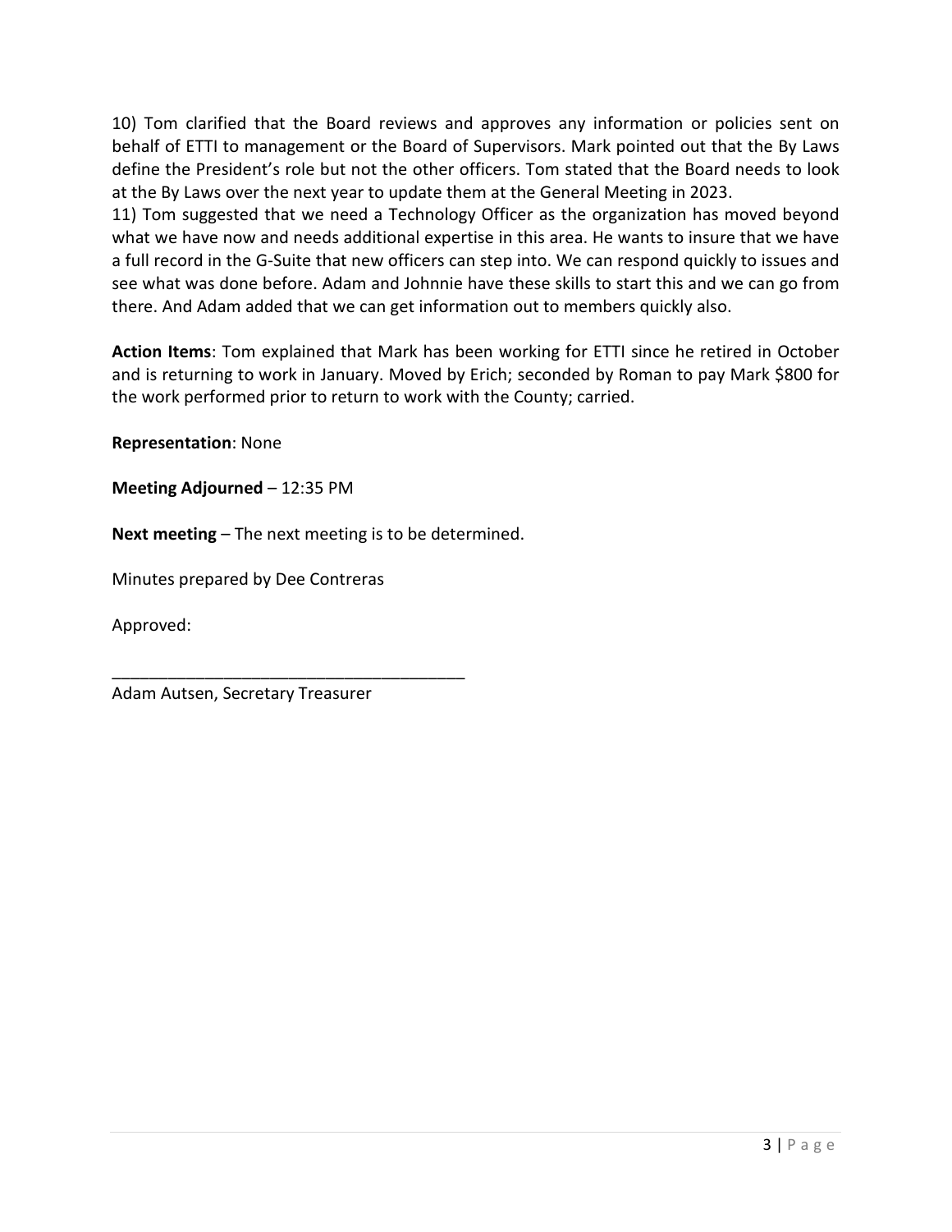10) Tom clarified that the Board reviews and approves any information or policies sent on behalf of ETTI to management or the Board of Supervisors. Mark pointed out that the By Laws define the President's role but not the other officers. Tom stated that the Board needs to look at the By Laws over the next year to update them at the General Meeting in 2023.

11) Tom suggested that we need a Technology Officer as the organization has moved beyond what we have now and needs additional expertise in this area. He wants to insure that we have a full record in the G-Suite that new officers can step into. We can respond quickly to issues and see what was done before. Adam and Johnnie have these skills to start this and we can go from there. And Adam added that we can get information out to members quickly also.

**Action Items**: Tom explained that Mark has been working for ETTI since he retired in October and is returning to work in January. Moved by Erich; seconded by Roman to pay Mark $800 for the work performed prior to return to work with the County; carried.

**Representation**: None

**Meeting Adjourned** – 12:35 PM

**Next meeting** – The next meeting is to be determined.

Minutes prepared by Dee Contreras

Approved:

_______________________________________

Adam Autsen, Secretary Treasurer